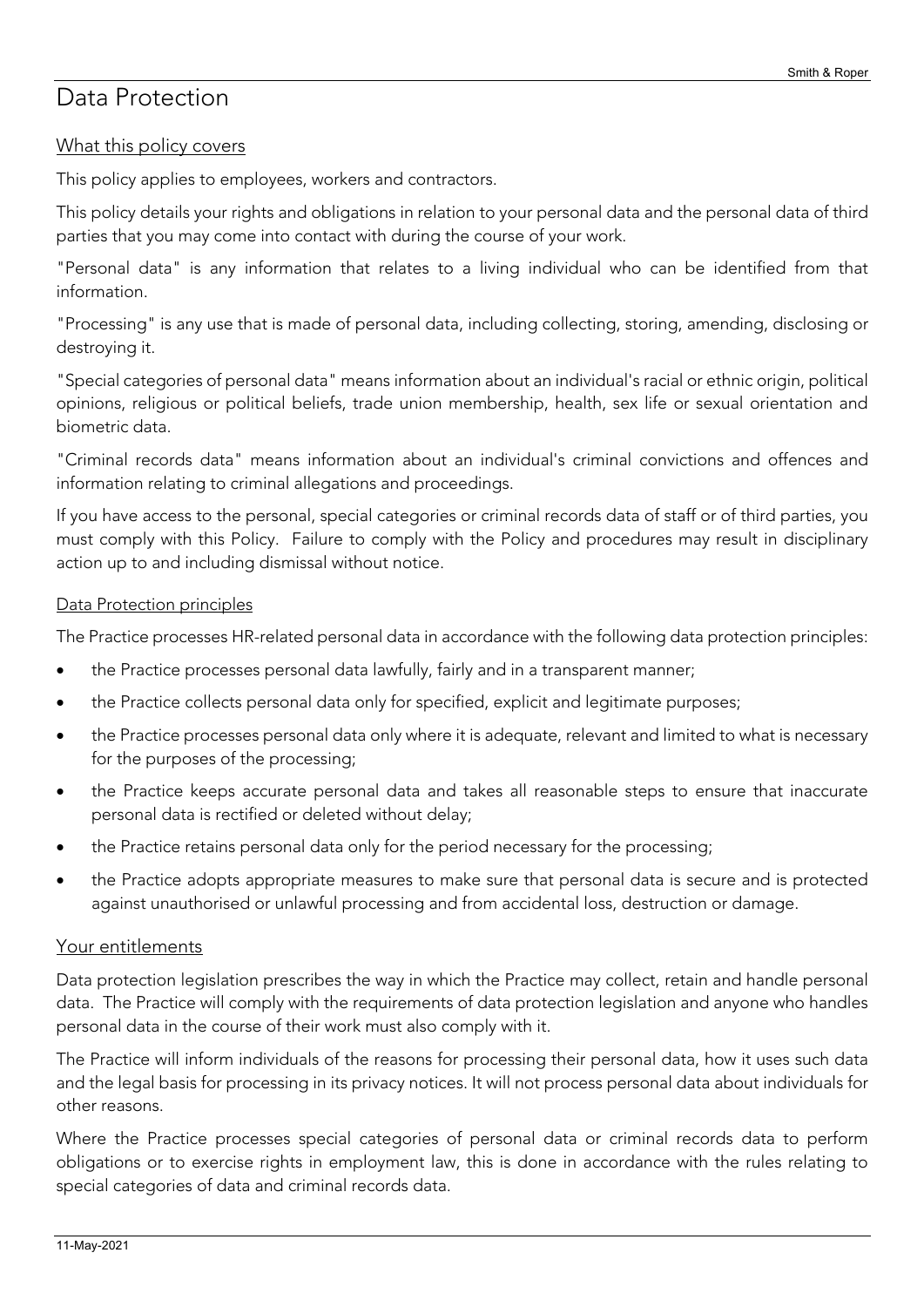# Data Protection

## What this policy covers

This policy applies to employees, workers and contractors.

This policy details your rights and obligations in relation to your personal data and the personal data of third parties that you may come into contact with during the course of your work.

"Personal data" is any information that relates to a living individual who can be identified from that information.

"Processing" is any use that is made of personal data, including collecting, storing, amending, disclosing or destroying it.

"Special categories of personal data" means information about an individual's racial or ethnic origin, political opinions, religious or political beliefs, trade union membership, health, sex life or sexual orientation and biometric data.

"Criminal records data" means information about an individual's criminal convictions and offences and information relating to criminal allegations and proceedings.

If you have access to the personal, special categories or criminal records data of staff or of third parties, you must comply with this Policy. Failure to comply with the Policy and procedures may result in disciplinary action up to and including dismissal without notice.

### Data Protection principles

The Practice processes HR-related personal data in accordance with the following data protection principles:

- the Practice processes personal data lawfully, fairly and in a transparent manner;
- the Practice collects personal data only for specified, explicit and legitimate purposes;
- the Practice processes personal data only where it is adequate, relevant and limited to what is necessary for the purposes of the processing;
- the Practice keeps accurate personal data and takes all reasonable steps to ensure that inaccurate personal data is rectified or deleted without delay;
- the Practice retains personal data only for the period necessary for the processing;
- the Practice adopts appropriate measures to make sure that personal data is secure and is protected against unauthorised or unlawful processing and from accidental loss, destruction or damage.

## Your entitlements

Data protection legislation prescribes the way in which the Practice may collect, retain and handle personal data. The Practice will comply with the requirements of data protection legislation and anyone who handles personal data in the course of their work must also comply with it.

The Practice will inform individuals of the reasons for processing their personal data, how it uses such data and the legal basis for processing in its privacy notices. It will not process personal data about individuals for other reasons.

Where the Practice processes special categories of personal data or criminal records data to perform obligations or to exercise rights in employment law, this is done in accordance with the rules relating to special categories of data and criminal records data.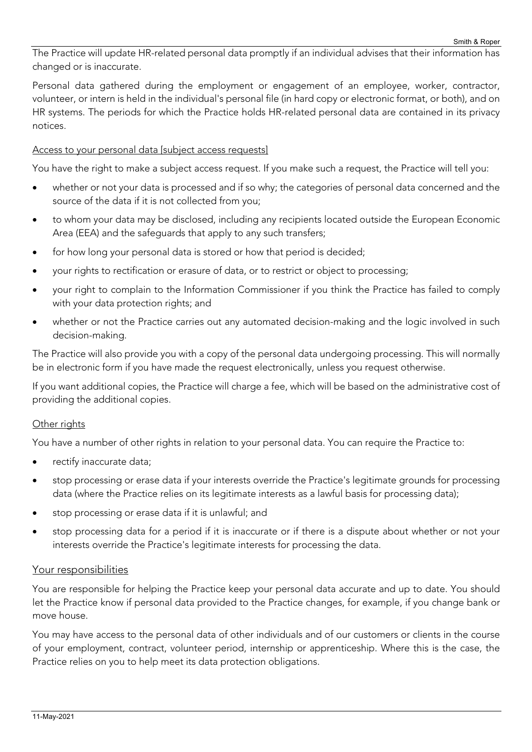The Practice will update HR-related personal data promptly if an individual advises that their information has changed or is inaccurate.

Personal data gathered during the employment or engagement of an employee, worker, contractor, volunteer, or intern is held in the individual's personal file (in hard copy or electronic format, or both), and on HR systems. The periods for which the Practice holds HR-related personal data are contained in its privacy notices.

### Access to your personal data [subject access requests]

You have the right to make a subject access request. If you make such a request, the Practice will tell you:

- whether or not your data is processed and if so why; the categories of personal data concerned and the source of the data if it is not collected from you;
- to whom your data may be disclosed, including any recipients located outside the European Economic Area (EEA) and the safeguards that apply to any such transfers;
- for how long your personal data is stored or how that period is decided;
- your rights to rectification or erasure of data, or to restrict or object to processing;
- your right to complain to the Information Commissioner if you think the Practice has failed to comply with your data protection rights; and
- whether or not the Practice carries out any automated decision-making and the logic involved in such decision-making.

The Practice will also provide you with a copy of the personal data undergoing processing. This will normally be in electronic form if you have made the request electronically, unless you request otherwise.

If you want additional copies, the Practice will charge a fee, which will be based on the administrative cost of providing the additional copies.

### Other rights

You have a number of other rights in relation to your personal data. You can require the Practice to:

- rectify inaccurate data;
- stop processing or erase data if your interests override the Practice's legitimate grounds for processing data (where the Practice relies on its legitimate interests as a lawful basis for processing data);
- stop processing or erase data if it is unlawful; and
- stop processing data for a period if it is inaccurate or if there is a dispute about whether or not your interests override the Practice's legitimate interests for processing the data.

## Your responsibilities

You are responsible for helping the Practice keep your personal data accurate and up to date. You should let the Practice know if personal data provided to the Practice changes, for example, if you change bank or move house.

You may have access to the personal data of other individuals and of our customers or clients in the course of your employment, contract, volunteer period, internship or apprenticeship. Where this is the case, the Practice relies on you to help meet its data protection obligations.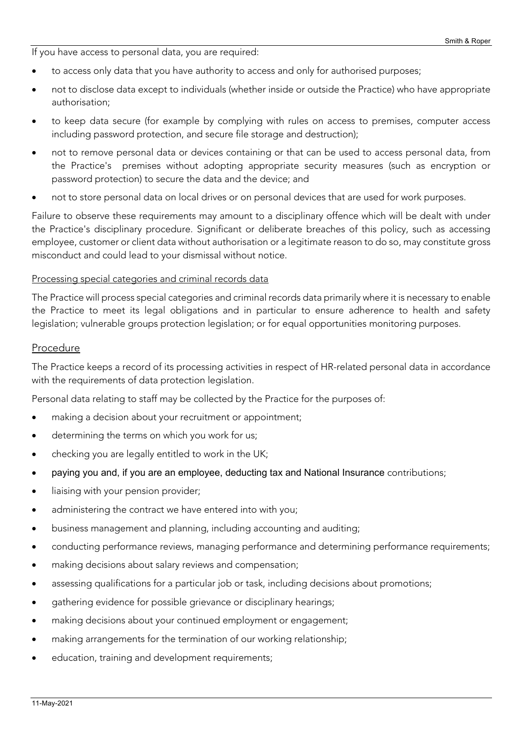If you have access to personal data, you are required:

- to access only data that you have authority to access and only for authorised purposes;
- not to disclose data except to individuals (whether inside or outside the Practice) who have appropriate authorisation;
- to keep data secure (for example by complying with rules on access to premises, computer access including password protection, and secure file storage and destruction);
- not to remove personal data or devices containing or that can be used to access personal data, from the Practice's premises without adopting appropriate security measures (such as encryption or password protection) to secure the data and the device; and
- not to store personal data on local drives or on personal devices that are used for work purposes.

Failure to observe these requirements may amount to a disciplinary offence which will be dealt with under the Practice's disciplinary procedure. Significant or deliberate breaches of this policy, such as accessing employee, customer or client data without authorisation or a legitimate reason to do so, may constitute gross misconduct and could lead to your dismissal without notice.

### Processing special categories and criminal records data

The Practice will process special categories and criminal records data primarily where it is necessary to enable the Practice to meet its legal obligations and in particular to ensure adherence to health and safety legislation; vulnerable groups protection legislation; or for equal opportunities monitoring purposes.

## Procedure

The Practice keeps a record of its processing activities in respect of HR-related personal data in accordance with the requirements of data protection legislation.

Personal data relating to staff may be collected by the Practice for the purposes of:

- making a decision about your recruitment or appointment;
- determining the terms on which you work for us;
- checking you are legally entitled to work in the UK;
- paying you and, if you are an employee, deducting tax and National Insurance contributions;
- liaising with your pension provider;
- administering the contract we have entered into with you;
- business management and planning, including accounting and auditing;
- conducting performance reviews, managing performance and determining performance requirements;
- making decisions about salary reviews and compensation;
- assessing qualifications for a particular job or task, including decisions about promotions;
- gathering evidence for possible grievance or disciplinary hearings;
- making decisions about your continued employment or engagement;
- making arrangements for the termination of our working relationship;
- education, training and development requirements;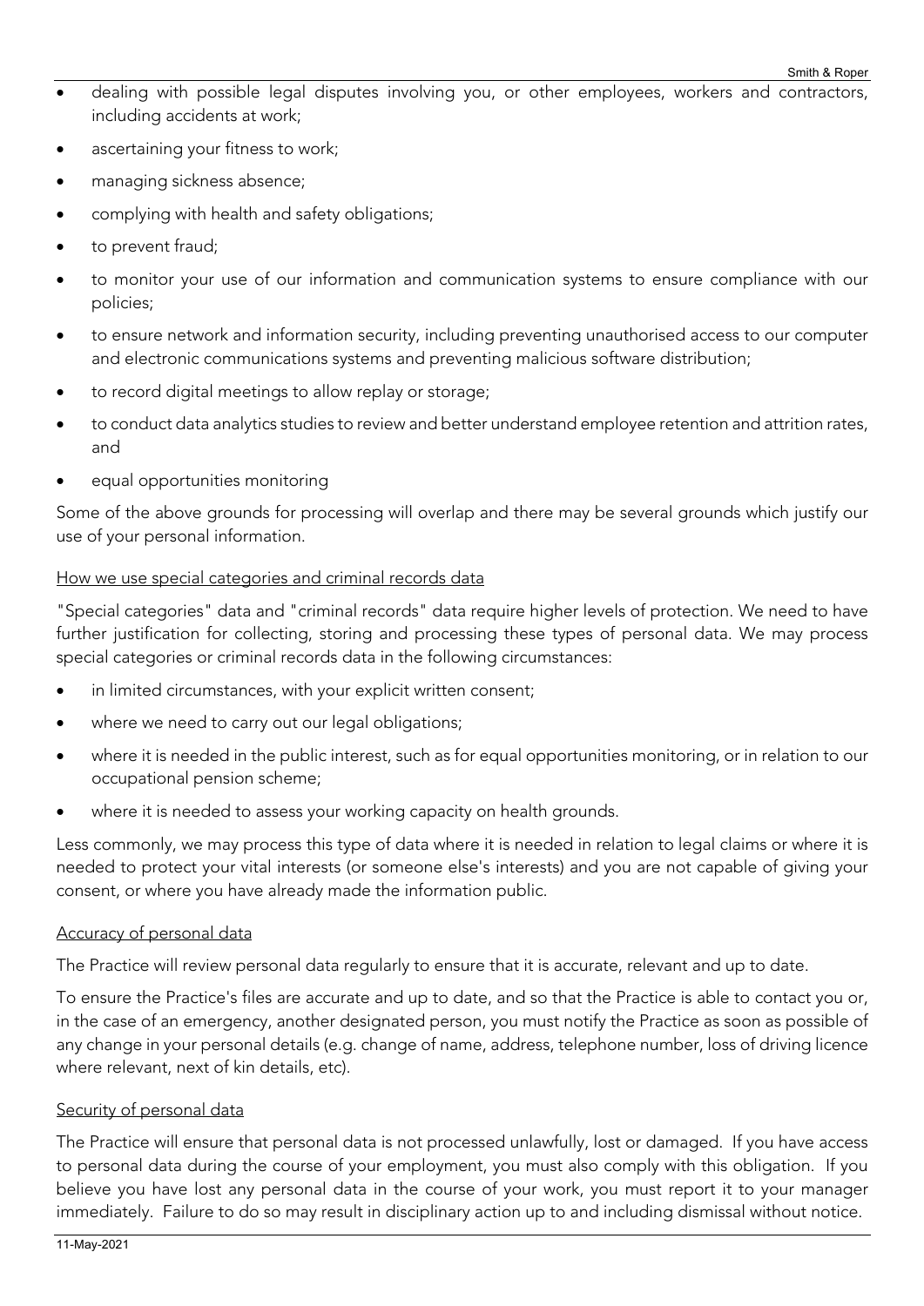- dealing with possible legal disputes involving you, or other employees, workers and contractors, including accidents at work;
- ascertaining your fitness to work;
- managing sickness absence;
- complying with health and safety obligations;
- to prevent fraud;
- to monitor your use of our information and communication systems to ensure compliance with our policies;
- to ensure network and information security, including preventing unauthorised access to our computer and electronic communications systems and preventing malicious software distribution;
- to record digital meetings to allow replay or storage;
- to conduct data analytics studies to review and better understand employee retention and attrition rates, and
- equal opportunities monitoring

Some of the above grounds for processing will overlap and there may be several grounds which justify our use of your personal information.

<u>How we use special categories and criminal records data</u>

"Special categories" data and "criminal records" data require higher levels of protection. We need to have further justification for collecting, storing and processing these types of personal data. We may process special categories or criminal records data in the following circumstances:

- in limited circumstances, with your explicit written consent;
- where we need to carry out our legal obligations;
- where it is needed in the public interest, such as for equal opportunities monitoring, or in relation to our occupational pension scheme;
- where it is needed to assess your working capacity on health grounds.

Less commonly, we may process this type of data where it is needed in relation to legal claims or where it is needed to protect your vital interests (or someone else's interests) and you are not capable of giving your consent, or where you have already made the information public.

<u>Accuracy of personal data</u>

The Practice will review personal data regularly to ensure that it is accurate, relevant and up to date.

To ensure the Practice's files are accurate and up to date, and so that the Practice is able to contact you or, in the case of an emergency, another designated person, you must notify the Practice as soon as possible of any change in your personal details (e.g. change of name, address, telephone number, loss of driving licence where relevant, next of kin details, etc).

<u>Security of personal data</u>

The Practice will ensure that personal data is not processed unlawfully, lost or damaged. If you have access to personal data during the course of your employment, you must also comply with this obligation. If you believe you have lost any personal data in the course of your work, you must report it to your manager immediately. Failure to do so may result in disciplinary action up to and including dismissal without notice.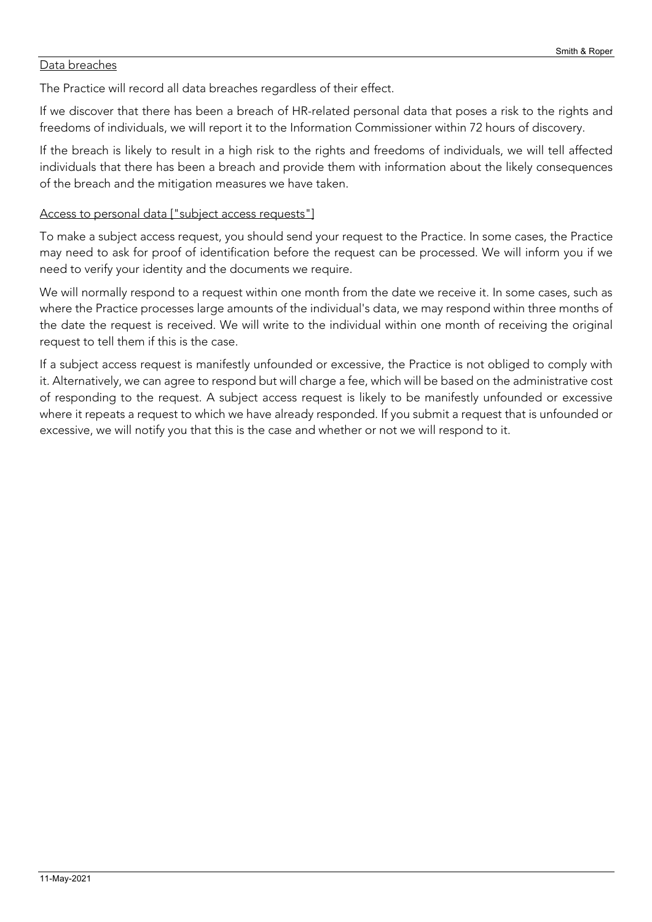Data breaches

The Practice will record all data breaches regardless of their effect.

If we discover that there has been a breach of HR-related personal data that poses a risk to the rights and freedoms of individuals, we will report it to the Information Commissioner within 72 hours of discovery.

If the breach is likely to result in a high risk to the rights and freedoms of individuals, we will tell affected individuals that there has been a breach and provide them with information about the likely consequences of the breach and the mitigation measures we have taken.

Access to personal data ["subject access requests"]

To make a subject access request, you should send your request to the Practice. In some cases, the Practice may need to ask for proof of identification before the request can be processed. We will inform you if we need to verify your identity and the documents we require.

We will normally respond to a request within one month from the date we receive it. In some cases, such as where the Practice processes large amounts of the individual's data, we may respond within three months of the date the request is received. We will write to the individual within one month of receiving the original request to tell them if this is the case.

If a subject access request is manifestly unfounded or excessive, the Practice is not obliged to comply with it. Alternatively, we can agree to respond but will charge a fee, which will be based on the administrative cost of responding to the request. A subject access request is likely to be manifestly unfounded or excessive where it repeats a request to which we have already responded. If you submit a request that is unfounded or excessive, we will notify you that this is the case and whether or not we will respond to it.